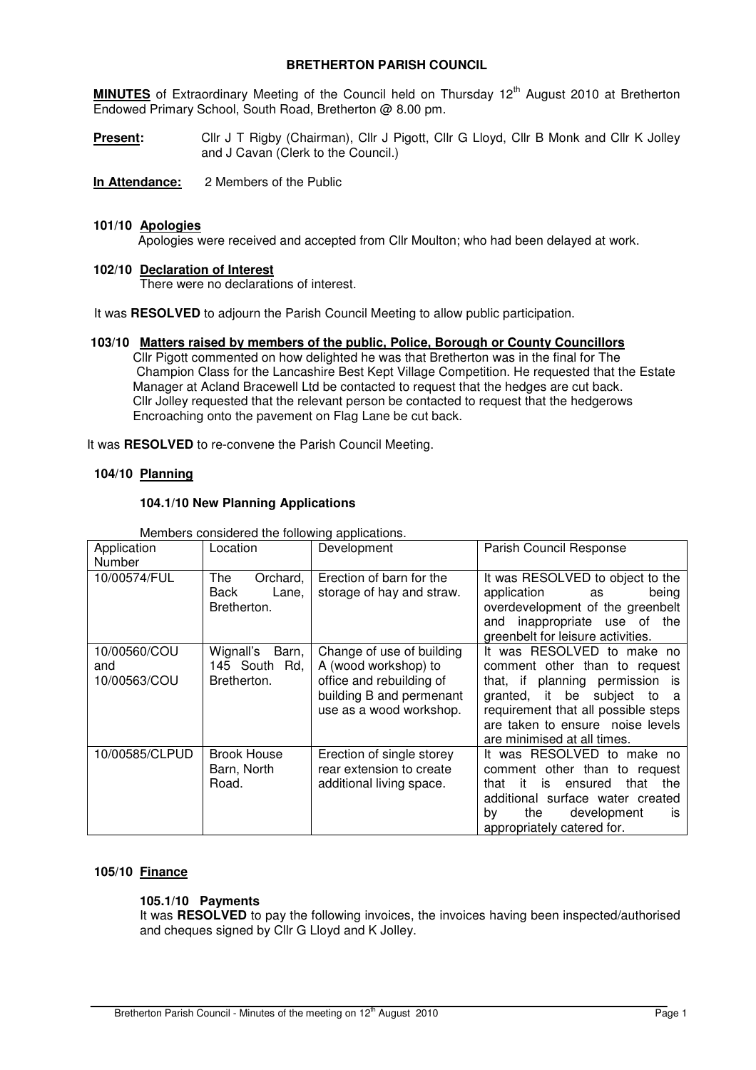# BRETHERTON PARISH COUNCIL

**MINUTES** of Extraordinary Meeting of the Council held on Thursday 12th August 2010 at Bretherton Endowed Primary School, South Road, Bretherton @ 8.00 pm.

**Present:** Cllr J T Rigby (Chairman), Cllr J Pigott, Cllr G Lloyd, Cllr B Monk and Cllr K Jolley and J Cavan (Clerk to the Council.)

**In Attendance:** 2 Members of the Public

**101/10 Apologies**

Apologies were received and accepted from Cllr Moulton; who had been delayed at work.

**102/10 Declaration of Interest**

There were no declarations of interest.

It was **RESOLVED** to adjourn the Parish Council Meeting to allow public participation.

**103/10 Matters raised by members of the public, Police, Borough or County Councillors**

Cllr Pigott commented on how delighted he was that Bretherton was in the final for The Champion Class for the Lancashire Best Kept Village Competition. He requested that the Estate Manager at Acland Bracewell Ltd be contacted to request that the hedges are cut back.
Cllr Jolley requested that the relevant person be contacted to request that the hedgerows Encroaching onto the pavement on Flag Lane be cut back.

It was **RESOLVED** to re-convene the Parish Council Meeting.

**104/10 Planning**

**104.1/10 New Planning Applications**

Members considered the following applications.

| Application Number | Location | Development | Parish Council Response |
|---|---|---|---|
| 10/00574/FUL | The Orchard, Back Lane, Bretherton. | Erection of barn for the storage of hay and straw. | It was RESOLVED to object to the application as being overdevelopment of the greenbelt and inappropriate use of the greenbelt for leisure activities. |
| 10/00560/COU and 10/00563/COU | Wignall's Barn, 145 South Rd, Bretherton. | Change of use of building A (wood workshop) to office and rebuilding of building B and permenant use as a wood workshop. | It was RESOLVED to make no comment other than to request that, if planning permission is granted, it be subject to a requirement that all possible steps are taken to ensure noise levels are minimised at all times. |
| 10/00585/CLPUD | Brook House Barn, North Road. | Erection of single storey rear extension to create additional living space. | It was RESOLVED to make no comment other than to request that it is ensured that the additional surface water created by the development is appropriately catered for. |

**105/10 Finance**

**105.1/10 Payments**

It was **RESOLVED** to pay the following invoices, the invoices having been inspected/authorised and cheques signed by Cllr G Lloyd and K Jolley.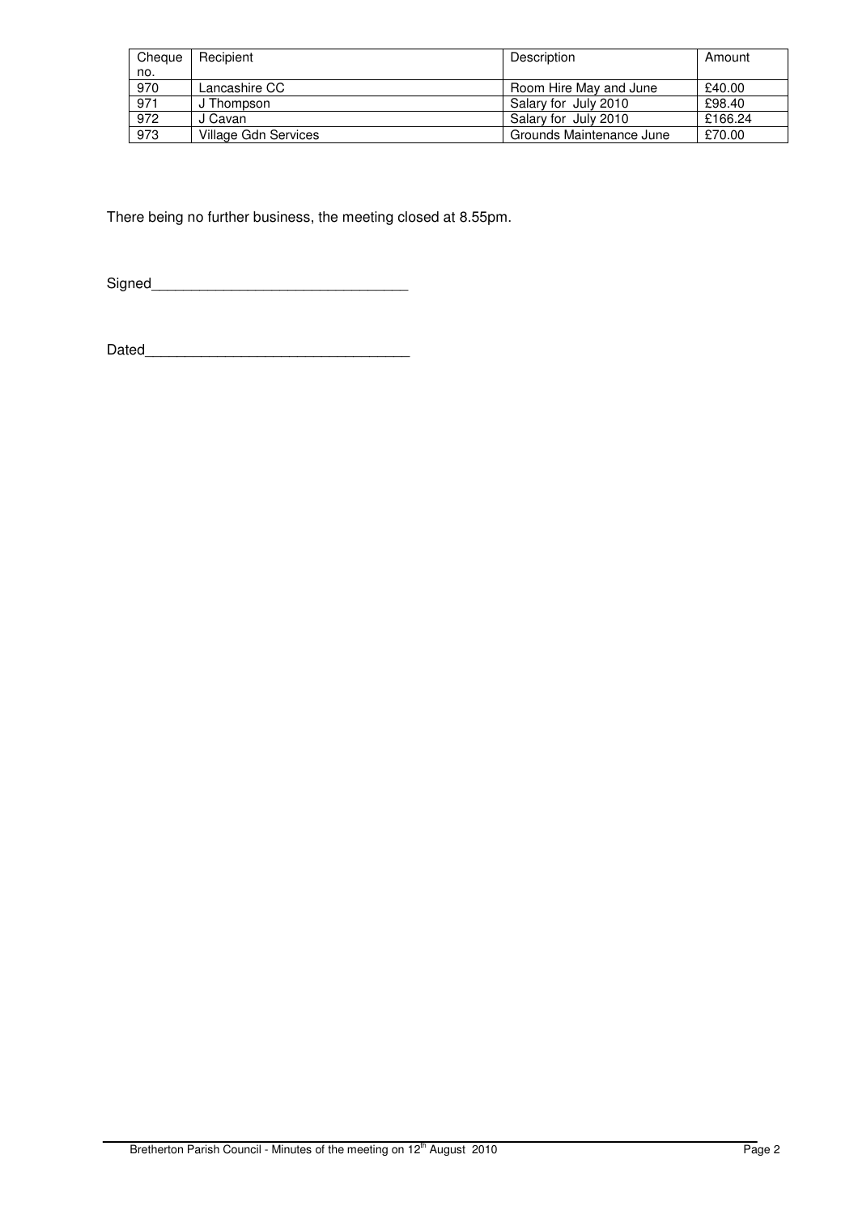| Cheque no. | Recipient | Description | Amount |
|---|---|---|---|
| 970 | Lancashire CC | Room Hire May and June | £40.00 |
| 971 | J Thompson | Salary for July 2010 | £98.40 |
| 972 | J Cavan | Salary for July 2010 | £166.24 |
| 973 | Village Gdn Services | Grounds Maintenance June | £70.00 |

There being no further business, the meeting closed at 8.55pm.

Signed________________________________

Dated_________________________________